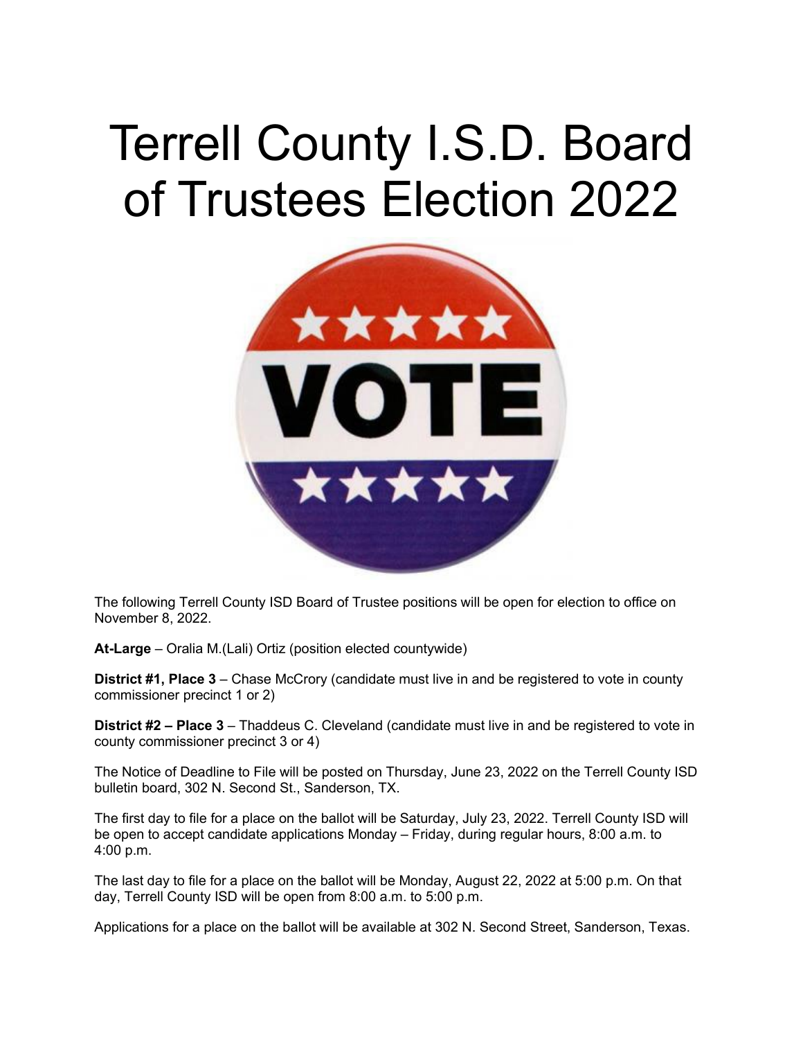# Terrell County I.S.D. Board of Trustees Election 2022

The following Terrell County ISD Board of Trustee positions will be open for election to office on November 8, 2022.

**At-Large** – Oralia M.(Lali) Ortiz (position elected countywide)

**District #1, Place 3** – Chase McCrory (candidate must live in and be registered to vote in county commissioner precinct 1 or 2)

**District #2 – Place 3** – Thaddeus C. Cleveland (candidate must live in and be registered to vote in county commissioner precinct 3 or 4)

The Notice of Deadline to File will be posted on Thursday, June 23, 2022 on the Terrell County ISD bulletin board, 302 N. Second St., Sanderson, TX.

The first day to file for a place on the ballot will be Saturday, July 23, 2022. Terrell County ISD will be open to accept candidate applications Monday – Friday, during regular hours, 8:00 a.m. to 4:00 p.m.

The last day to file for a place on the ballot will be Monday, August 22, 2022 at 5:00 p.m. On that day, Terrell County ISD will be open from 8:00 a.m. to 5:00 p.m.

Applications for a place on the ballot will be available at 302 N. Second Street, Sanderson, Texas.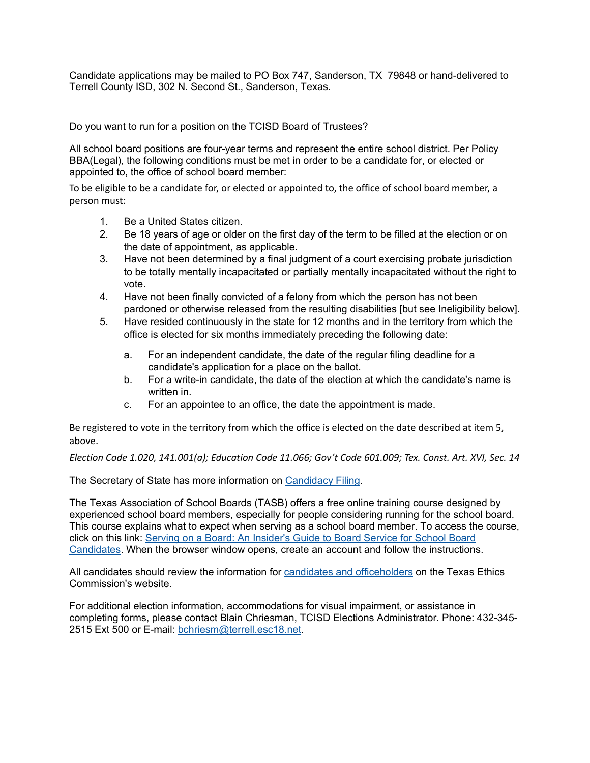Candidate applications may be mailed to PO Box 747, Sanderson, TX 79848 or hand-delivered to Terrell County ISD, 302 N. Second St., Sanderson, Texas.

Do you want to run for a position on the TCISD Board of Trustees?

All school board positions are four-year terms and represent the entire school district. Per Policy BBA(Legal), the following conditions must be met in order to be a candidate for, or elected or appointed to, the office of school board member:

To be eligible to be a candidate for, or elected or appointed to, the office of school board member, a person must:

1. Be a United States citizen.
2. Be 18 years of age or older on the first day of the term to be filled at the election or on the date of appointment, as applicable.
3. Have not been determined by a final judgment of a court exercising probate jurisdiction to be totally mentally incapacitated or partially mentally incapacitated without the right to vote.
4. Have not been finally convicted of a felony from which the person has not been pardoned or otherwise released from the resulting disabilities [but see Ineligibility below].
5. Have resided continuously in the state for 12 months and in the territory from which the office is elected for six months immediately preceding the following date:
   a. For an independent candidate, the date of the regular filing deadline for a candidate's application for a place on the ballot.
   b. For a write-in candidate, the date of the election at which the candidate's name is written in.
   c. For an appointee to an office, the date the appointment is made.

Be registered to vote in the territory from which the office is elected on the date described at item 5, above.

*Election Code 1.020, 141.001(a); Education Code 11.066; Gov't Code 601.009; Tex. Const. Art. XVI, Sec. 14*

The Secretary of State has more information on [Candidacy Filing](#).

The Texas Association of School Boards (TASB) offers a free online training course designed by experienced school board members, especially for people considering running for the school board. This course explains what to expect when serving as a school board member. To access the course, click on this link: [Serving on a Board: An Insider's Guide to Board Service for School Board Candidates](#). When the browser window opens, create an account and follow the instructions.

All candidates should review the information for [candidates and officeholders](#) on the Texas Ethics Commission's website.

For additional election information, accommodations for visual impairment, or assistance in completing forms, please contact Blain Chriesman, TCISD Elections Administrator. Phone: 432-345-2515 Ext 500 or E-mail: [bchriesm@terrell.esc18.net](mailto:bchriesm@terrell.esc18.net).